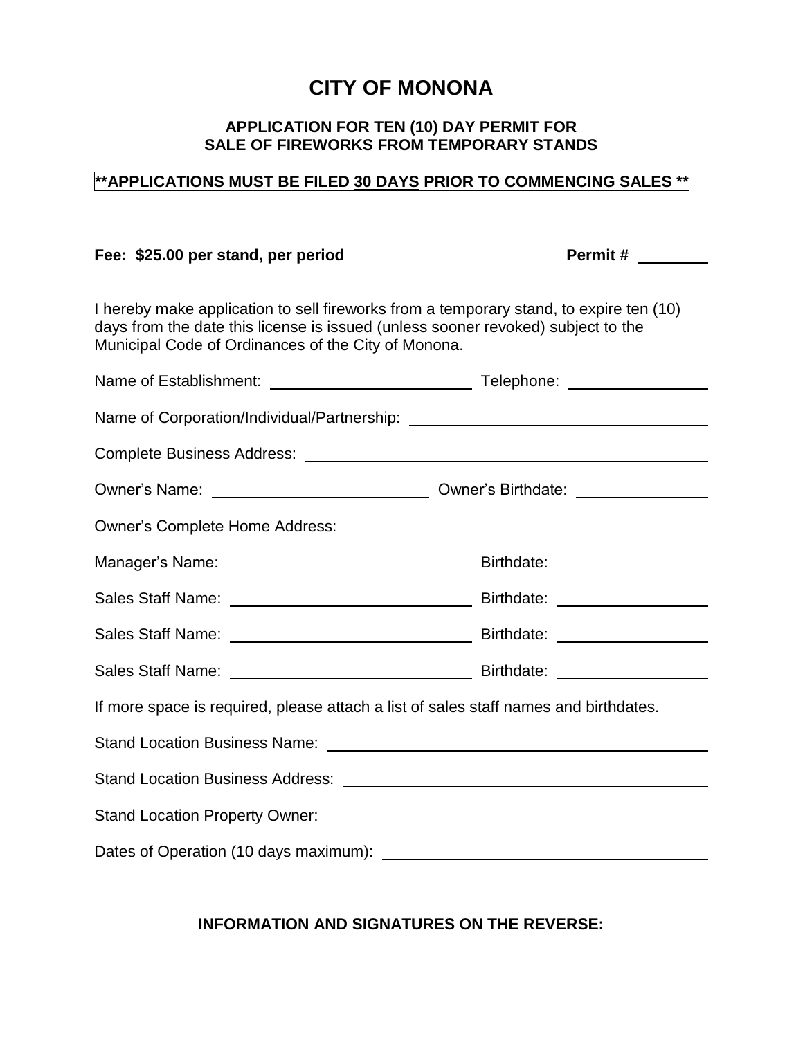# CITY OF MONONA

### APPLICATION FOR TEN (10) DAY PERMIT FOR SALE OF FIREWORKS FROM TEMPORARY STANDS

**\*\*APPLICATIONS MUST BE FILED 30 DAYS PRIOR TO COMMENCING SALES \*\***

**Fee: $25.00 per stand, per period** **Permit # ________**

I hereby make application to sell fireworks from a temporary stand, to expire ten (10) days from the date this license is issued (unless sooner revoked) subject to the Municipal Code of Ordinances of the City of Monona.

Name of Establishment: ________________________ Telephone: ________________

Name of Corporation/Individual/Partnership: ________________________________

Complete Business Address: ________________________________________________

Owner's Name: ________________________ Owner's Birthdate: ________________

Owner's Complete Home Address: ________________________________________

Manager's Name: ____________________________ Birthdate: ________________

Sales Staff Name: ____________________________ Birthdate: ________________

Sales Staff Name: ____________________________ Birthdate: ________________

Sales Staff Name: ____________________________ Birthdate: ________________

If more space is required, please attach a list of sales staff names and birthdates.

Stand Location Business Name: ____________________________________________

Stand Location Business Address: __________________________________________

Stand Location Property Owner: ____________________________________________

Dates of Operation (10 days maximum): ______________________________________

**INFORMATION AND SIGNATURES ON THE REVERSE:**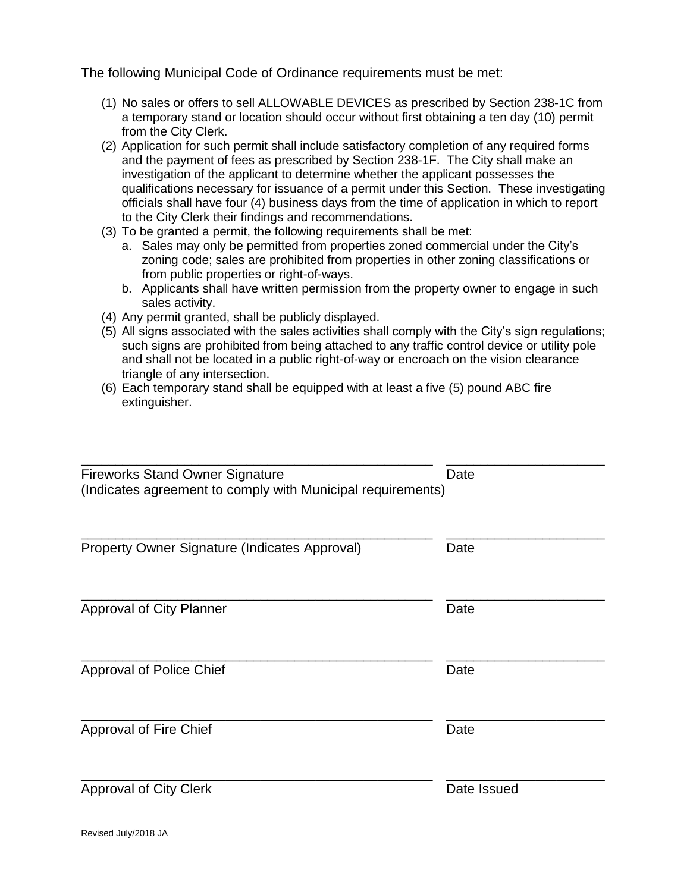The following Municipal Code of Ordinance requirements must be met:

(1) No sales or offers to sell ALLOWABLE DEVICES as prescribed by Section 238-1C from a temporary stand or location should occur without first obtaining a ten day (10) permit from the City Clerk.

(2) Application for such permit shall include satisfactory completion of any required forms and the payment of fees as prescribed by Section 238-1F. The City shall make an investigation of the applicant to determine whether the applicant possesses the qualifications necessary for issuance of a permit under this Section. These investigating officials shall have four (4) business days from the time of application in which to report to the City Clerk their findings and recommendations.

(3) To be granted a permit, the following requirements shall be met:
   a. Sales may only be permitted from properties zoned commercial under the City's zoning code; sales are prohibited from properties in other zoning classifications or from public properties or right-of-ways.
   b. Applicants shall have written permission from the property owner to engage in such sales activity.

(4) Any permit granted, shall be publicly displayed.

(5) All signs associated with the sales activities shall comply with the City's sign regulations; such signs are prohibited from being attached to any traffic control device or utility pole and shall not be located in a public right-of-way or encroach on the vision clearance triangle of any intersection.

(6) Each temporary stand shall be equipped with at least a five (5) pound ABC fire extinguisher.

_______________________________________________ _____________________

Fireworks Stand Owner Signature Date
(Indicates agreement to comply with Municipal requirements)

_______________________________________________ _____________________

Property Owner Signature (Indicates Approval) Date

_______________________________________________ _____________________

Approval of City Planner Date

_______________________________________________ _____________________

Approval of Police Chief Date

_______________________________________________ _____________________

Approval of Fire Chief Date

_______________________________________________ _____________________

Approval of City Clerk Date Issued

Revised July/2018 JA